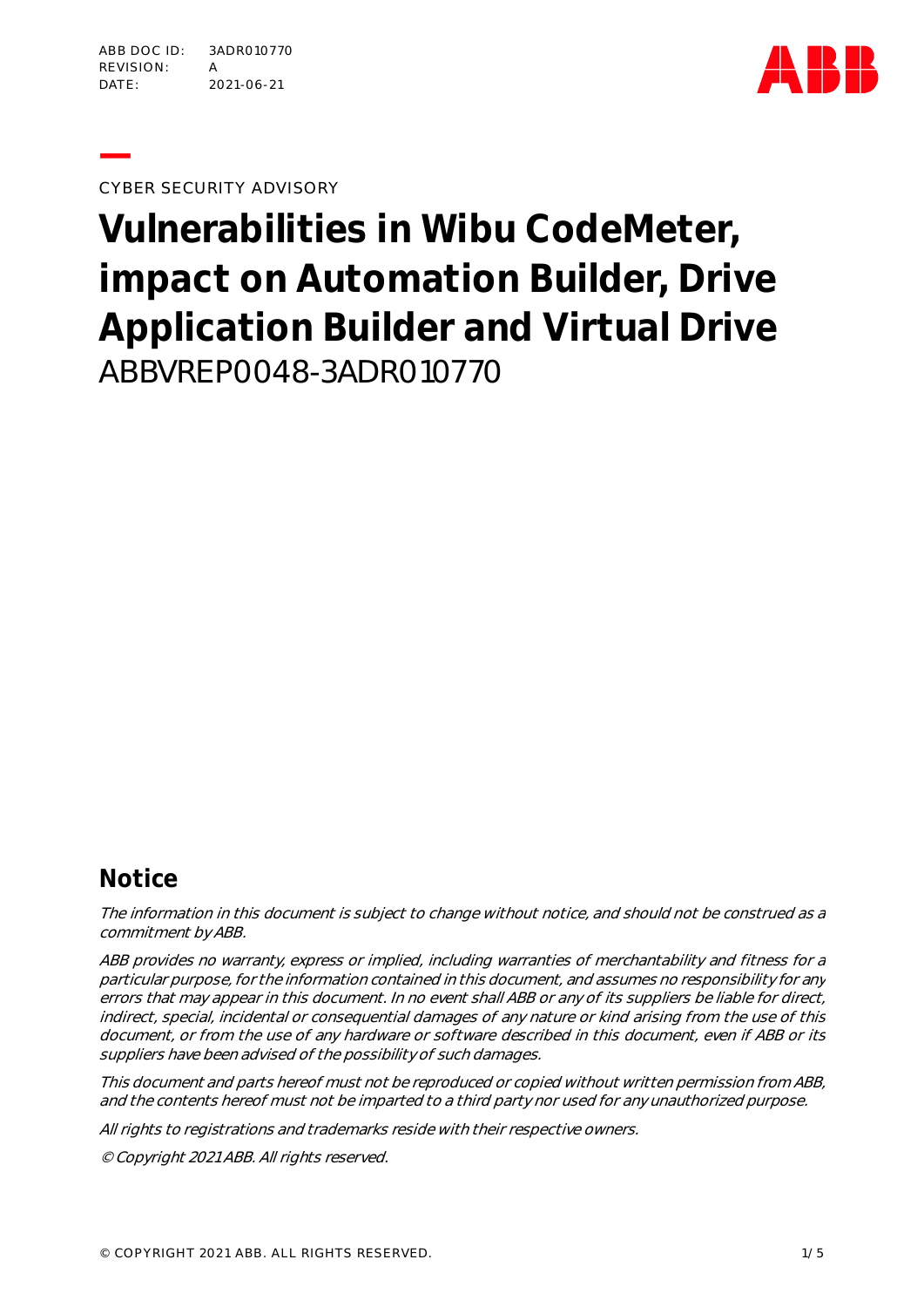ABB DOC ID: 3ADR010770
REVISION: A
DATE: 2021-06-21

CYBER SECURITY ADVISORY

# Vulnerabilities in Wibu CodeMeter, impact on Automation Builder, Drive Application Builder and Virtual Drive

ABBVREP0048-3ADR010770

## Notice

*The information in this document is subject to change without notice, and should not be construed as a commitment by ABB.*

*ABB provides no warranty, express or implied, including warranties of merchantability and fitness for a particular purpose, for the information contained in this document, and assumes no responsibility for any errors that may appear in this document. In no event shall ABB or any of its suppliers be liable for direct, indirect, special, incidental or consequential damages of any nature or kind arising from the use of this document, or from the use of any hardware or software described in this document, even if ABB or its suppliers have been advised of the possibility of such damages.*

*This document and parts hereof must not be reproduced or copied without written permission from ABB, and the contents hereof must not be imparted to a third party nor used for any unauthorized purpose.*

*All rights to registrations and trademarks reside with their respective owners.*

*© Copyright 2021 ABB. All rights reserved.*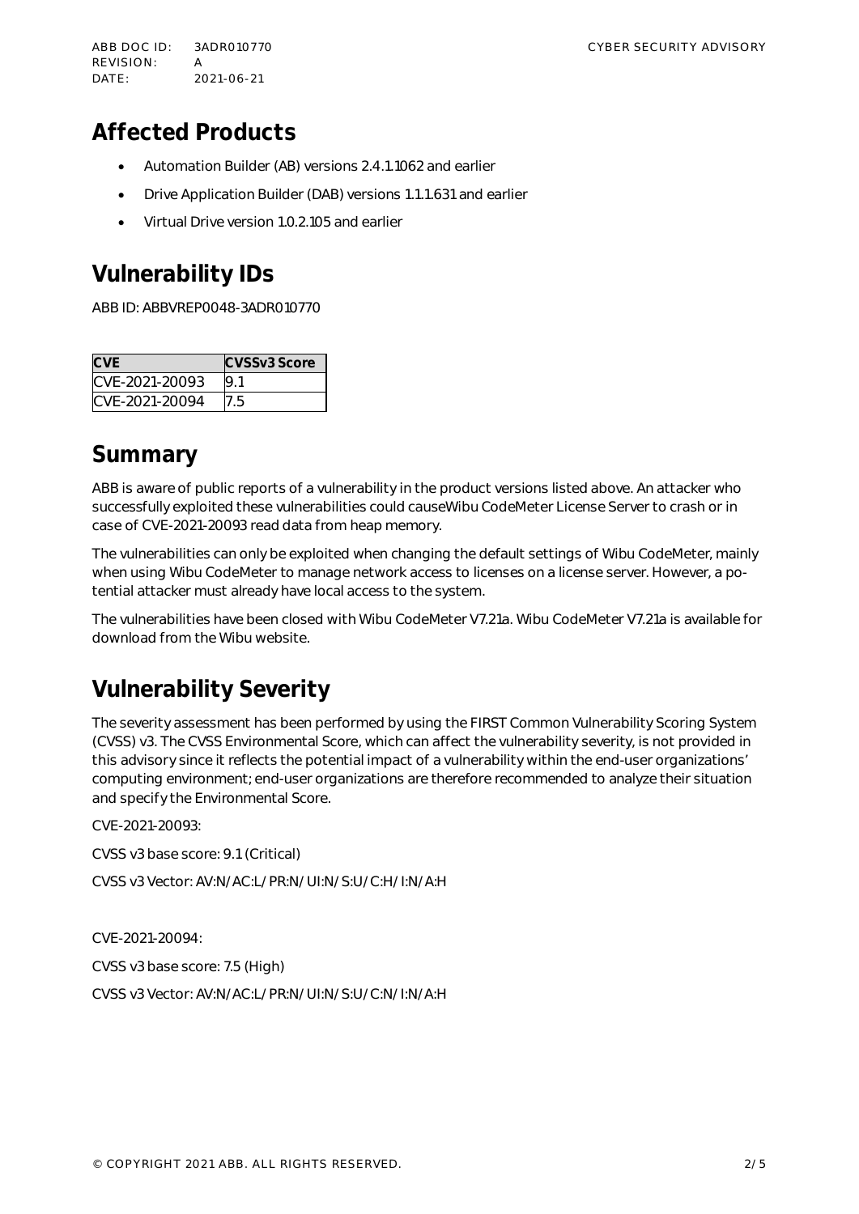## Affected Products

- Automation Builder (AB) versions 2.4.1.1062 and earlier
- Drive Application Builder (DAB) versions 1.1.1.631 and earlier
- Virtual Drive version 1.0.2.105 and earlier

## Vulnerability IDs

ABB ID: ABBVREP0048-3ADR010770

| CVE | CVSSv3 Score |
| --- | --- |
| CVE-2021-20093 | 9.1 |
| CVE-2021-20094 | 7.5 |

## Summary

ABB is aware of public reports of a vulnerability in the product versions listed above. An attacker who successfully exploited these vulnerabilities could causeWibu CodeMeter License Server to crash or in case of CVE-2021-20093 read data from heap memory.

The vulnerabilities can only be exploited when changing the default settings of Wibu CodeMeter, mainly when using Wibu CodeMeter to manage network access to licenses on a license server. However, a potential attacker must already have local access to the system.

The vulnerabilities have been closed with Wibu CodeMeter V7.21a. Wibu CodeMeter V7.21a is available for download from the Wibu website.

## Vulnerability Severity

The severity assessment has been performed by using the FIRST Common Vulnerability Scoring System (CVSS) v3. The CVSS Environmental Score, which can affect the vulnerability severity, is not provided in this advisory since it reflects the potential impact of a vulnerability within the end-user organizations' computing environment; end-user organizations are therefore recommended to analyze their situation and specify the Environmental Score.

CVE-2021-20093:

CVSS v3 base score: 9.1 (Critical)

CVSS v3 Vector: AV:N/AC:L/PR:N/UI:N/S:U/C:H/I:N/A:H

CVE-2021-20094:

CVSS v3 base score: 7.5 (High)

CVSS v3 Vector: AV:N/AC:L/PR:N/UI:N/S:U/C:N/I:N/A:H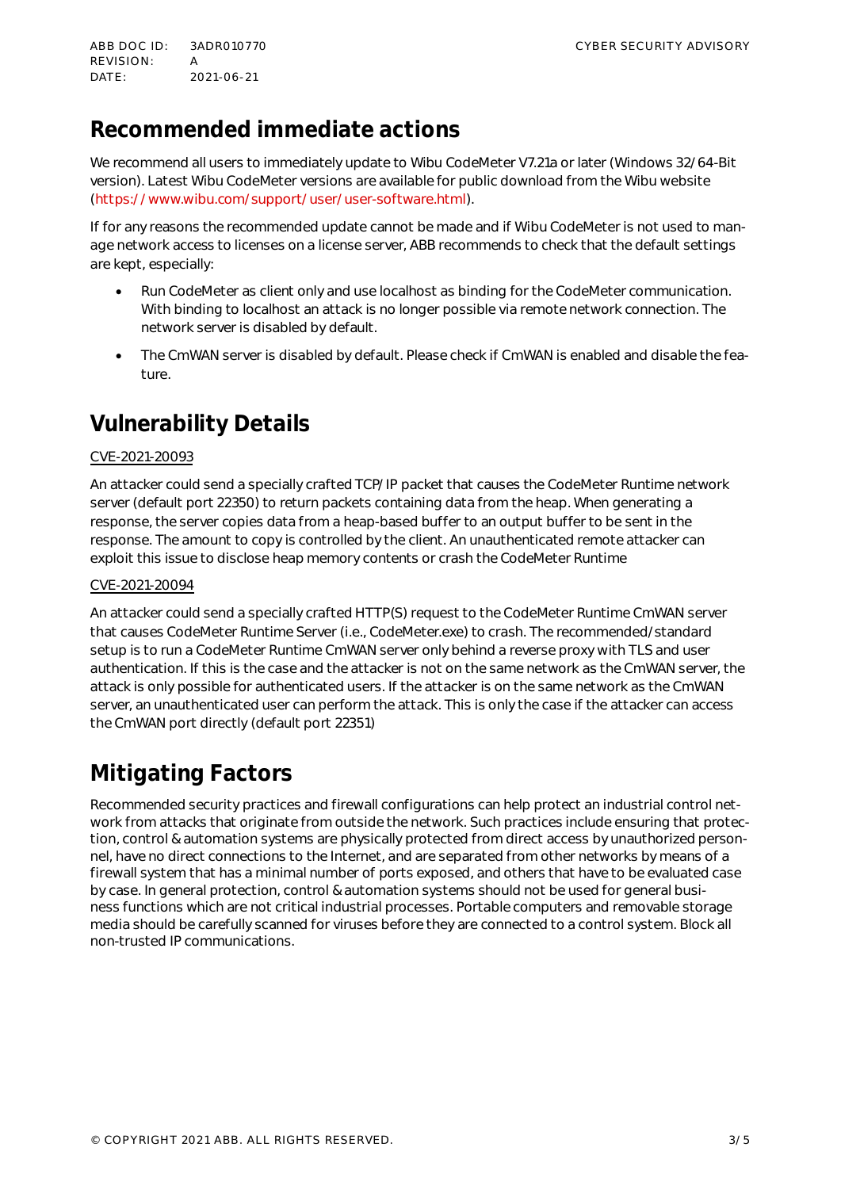## Recommended immediate actions

We recommend all users to immediately update to Wibu CodeMeter V7.21a or later (Windows 32/64-Bit version). Latest Wibu CodeMeter versions are available for public download from the Wibu website (https://www.wibu.com/support/user/user-software.html).

If for any reasons the recommended update cannot be made and if Wibu CodeMeter is not used to manage network access to licenses on a license server, ABB recommends to check that the default settings are kept, especially:

- Run CodeMeter as client only and use localhost as binding for the CodeMeter communication. With binding to localhost an attack is no longer possible via remote network connection. The network server is disabled by default.
- The CmWAN server is disabled by default. Please check if CmWAN is enabled and disable the feature.

## Vulnerability Details

CVE-2021-20093

An attacker could send a specially crafted TCP/IP packet that causes the CodeMeter Runtime network server (default port 22350) to return packets containing data from the heap. When generating a response, the server copies data from a heap-based buffer to an output buffer to be sent in the response. The amount to copy is controlled by the client. An unauthenticated remote attacker can exploit this issue to disclose heap memory contents or crash the CodeMeter Runtime

CVE-2021-20094

An attacker could send a specially crafted HTTP(S) request to the CodeMeter Runtime CmWAN server that causes CodeMeter Runtime Server (i.e., CodeMeter.exe) to crash. The recommended/standard setup is to run a CodeMeter Runtime CmWAN server only behind a reverse proxy with TLS and user authentication. If this is the case and the attacker is not on the same network as the CmWAN server, the attack is only possible for authenticated users. If the attacker is on the same network as the CmWAN server, an unauthenticated user can perform the attack. This is only the case if the attacker can access the CmWAN port directly (default port 22351)

## Mitigating Factors

Recommended security practices and firewall configurations can help protect an industrial control network from attacks that originate from outside the network. Such practices include ensuring that protection, control & automation systems are physically protected from direct access by unauthorized personnel, have no direct connections to the Internet, and are separated from other networks by means of a firewall system that has a minimal number of ports exposed, and others that have to be evaluated case by case. In general protection, control & automation systems should not be used for general business functions which are not critical industrial processes. Portable computers and removable storage media should be carefully scanned for viruses before they are connected to a control system. Block all non-trusted IP communications.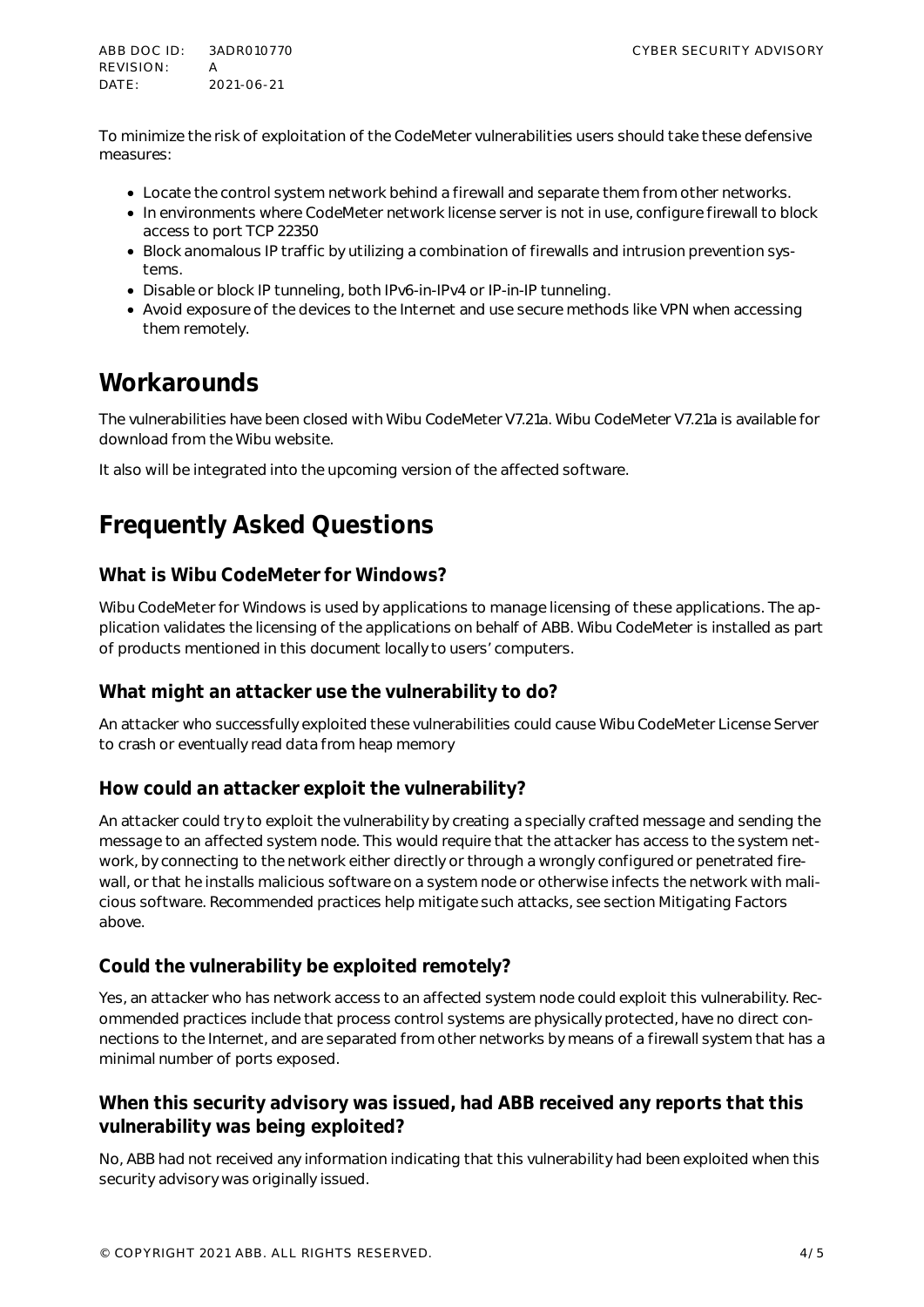To minimize the risk of exploitation of the CodeMeter vulnerabilities users should take these defensive measures:

- Locate the control system network behind a firewall and separate them from other networks.
- In environments where CodeMeter network license server is not in use, configure firewall to block access to port TCP 22350
- Block anomalous IP traffic by utilizing a combination of firewalls and intrusion prevention systems.
- Disable or block IP tunneling, both IPv6-in-IPv4 or IP-in-IP tunneling.
- Avoid exposure of the devices to the Internet and use secure methods like VPN when accessing them remotely.

# Workarounds

The vulnerabilities have been closed with Wibu CodeMeter V7.21a. Wibu CodeMeter V7.21a is available for download from the Wibu website.

It also will be integrated into the upcoming version of the affected software.

# Frequently Asked Questions

## What is Wibu CodeMeter for Windows?

Wibu CodeMeter for Windows is used by applications to manage licensing of these applications. The application validates the licensing of the applications on behalf of ABB. Wibu CodeMeter is installed as part of products mentioned in this document locally to users' computers.

## What might an attacker use the vulnerability to do?

An attacker who successfully exploited these vulnerabilities could cause Wibu CodeMeter License Server to crash or eventually read data from heap memory

## How could an attacker exploit the vulnerability?

An attacker could try to exploit the vulnerability by creating a specially crafted message and sending the message to an affected system node. This would require that the attacker has access to the system network, by connecting to the network either directly or through a wrongly configured or penetrated firewall, or that he installs malicious software on a system node or otherwise infects the network with malicious software. Recommended practices help mitigate such attacks, see section Mitigating Factors above.

## Could the vulnerability be exploited remotely?

Yes, an attacker who has network access to an affected system node could exploit this vulnerability. Recommended practices include that process control systems are physically protected, have no direct connections to the Internet, and are separated from other networks by means of a firewall system that has a minimal number of ports exposed.

## When this security advisory was issued, had ABB received any reports that this vulnerability was being exploited?

No, ABB had not received any information indicating that this vulnerability had been exploited when this security advisory was originally issued.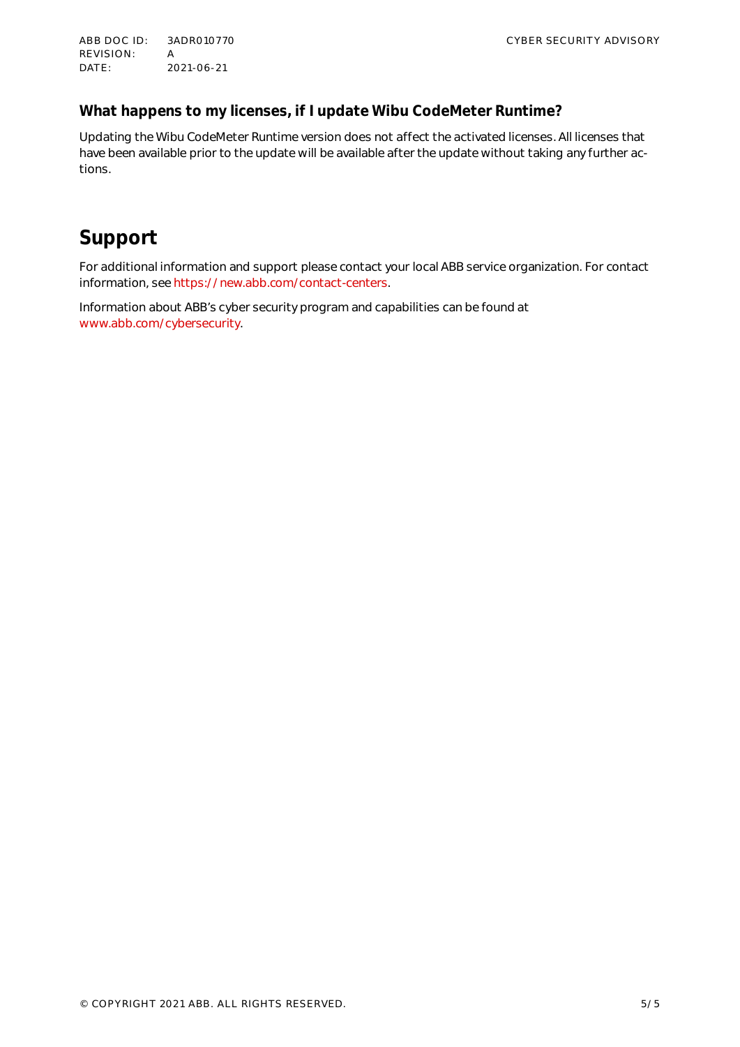### What happens to my licenses, if I update Wibu CodeMeter Runtime?

Updating the Wibu CodeMeter Runtime version does not affect the activated licenses. All licenses that have been available prior to the update will be available after the update without taking any further actions.

# Support

For additional information and support please contact your local ABB service organization. For contact information, see https://new.abb.com/contact-centers.

Information about ABB's cyber security program and capabilities can be found at www.abb.com/cybersecurity.